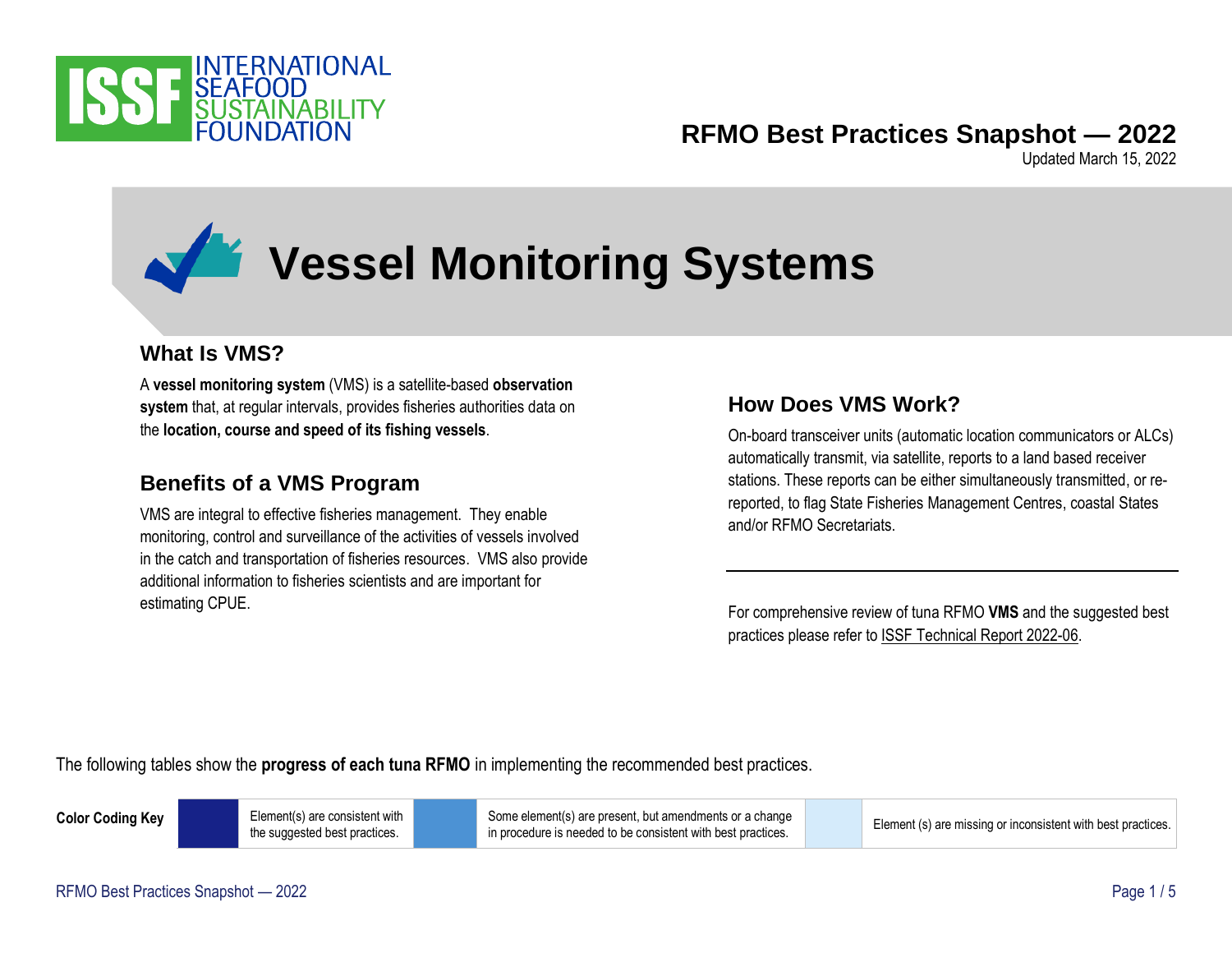INTERNATIONAL SEAFOOD SUSTAINABILITY FOUNDATION

**RFMO Best Practices Snapshot — 2022**

Updated March 15, 2022

# Vessel Monitoring Systems

## What Is VMS?

A **vessel monitoring system** (VMS) is a satellite-based **observation system** that, at regular intervals, provides fisheries authorities data on the **location, course and speed of its fishing vessels**.

## Benefits of a VMS Program

VMS are integral to effective fisheries management. They enable monitoring, control and surveillance of the activities of vessels involved in the catch and transportation of fisheries resources. VMS also provide additional information to fisheries scientists and are important for estimating CPUE.

## How Does VMS Work?

On-board transceiver units (automatic location communicators or ALCs) automatically transmit, via satellite, reports to a land based receiver stations. These reports can be either simultaneously transmitted, or re-reported, to flag State Fisheries Management Centres, coastal States and/or RFMO Secretariats.

---

For comprehensive review of tuna RFMO **VMS** and the suggested best practices please refer to ISSF Technical Report 2022-06.

The following tables show the **progress of each tuna RFMO** in implementing the recommended best practices.

| Color Coding Key | | | |
|---|---|---|---|
| (dark blue) | Element(s) are consistent with the suggested best practices. | (medium blue) | Some element(s) are present, but amendments or a change in procedure is needed to be consistent with best practices. |
| (light blue) | Element (s) are missing or inconsistent with best practices. | | |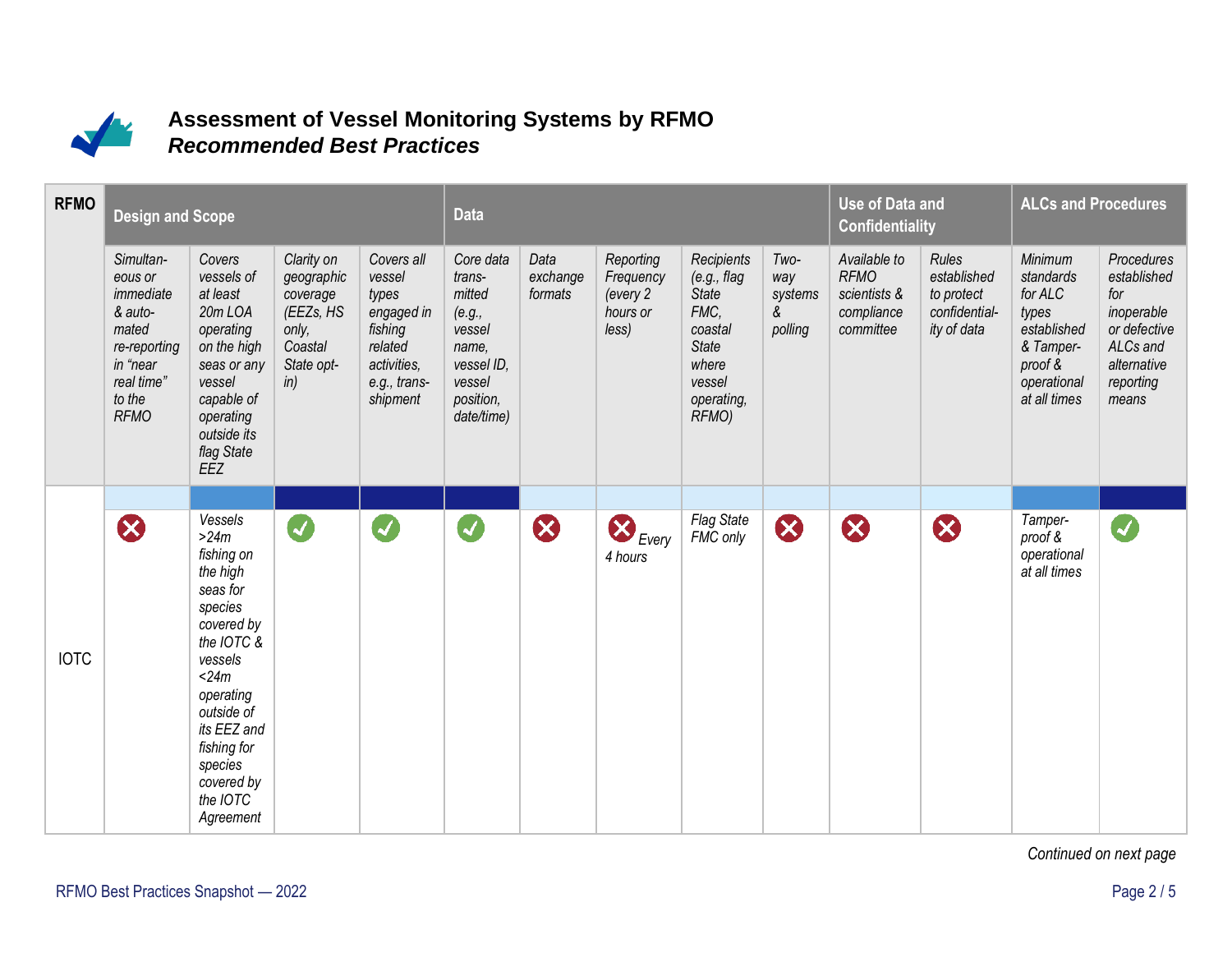# Assessment of Vessel Monitoring Systems by RFMO
## *Recommended Best Practices*

| RFMO | Design and Scope | | | | Data | | | | | Use of Data and Confidentiality | | ALCs and Procedures | |
|---|---|---|---|---|---|---|---|---|---|---|---|---|---|
| | *Simultaneous or immediate & automated re-reporting in "near real time" to the RFMO* | *Covers vessels of at least 20m LOA operating on the high seas or any vessel capable of operating outside its flag State EEZ* | *Clarity on geographic coverage (EEZs, HS only, Coastal State opt-in)* | *Covers all vessel types engaged in fishing related activities, e.g., trans-shipment* | *Core data transmitted (e.g., vessel name, vessel ID, vessel position, date/time)* | *Data exchange formats* | *Reporting Frequency (every 2 hours or less)* | *Recipients (e.g., flag State FMC, coastal State where vessel operating, RFMO)* | *Two-way systems & polling* | *Available to RFMO scientists & compliance committee* | *Rules established to protect confidentiality of data* | *Minimum standards for ALC types established & Tamper-proof & operational at all times* | *Procedures established for inoperable or defective ALCs and alternative reporting means* |
| IOTC | ✗ | *Vessels >24m fishing on the high seas for species covered by the IOTC & vessels <24m operating outside of its EEZ and fishing for species covered by the IOTC Agreement* | ✓ | ✓ | ✓ | ✗ | ✗ *Every 4 hours* | *Flag State FMC only* | ✗ | ✗ | ✗ | *Tamper-proof & operational at all times* | ✓ |

*Continued on next page*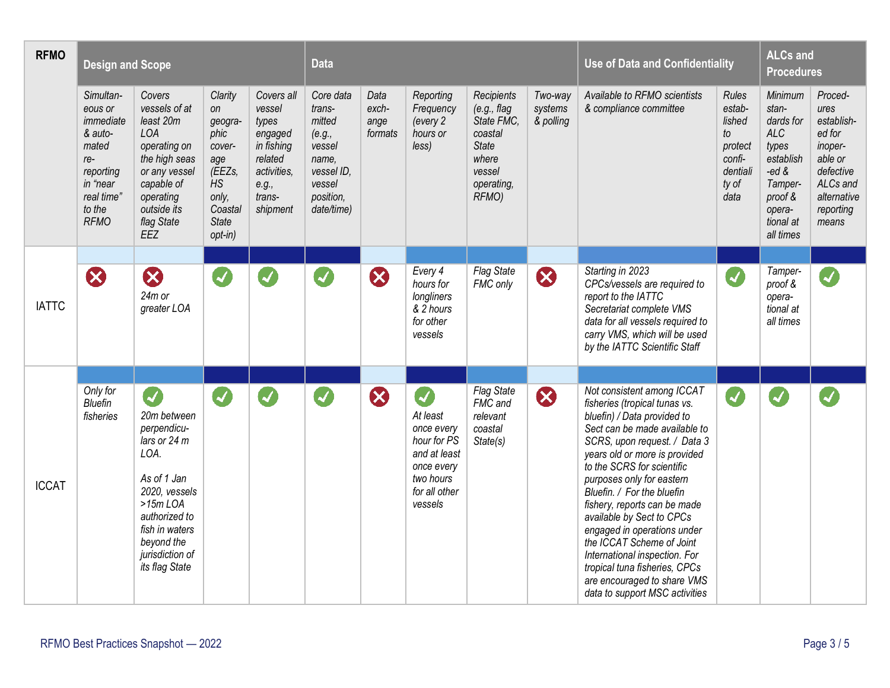| RFMO | Design and Scope | | | | Data | | | | | Use of Data and Confidentiality | | ALCs and Procedures | |
|---|---|---|---|---|---|---|---|---|---|---|---|---|---|
| | *Simultaneous or immediate & automated re-reporting in "near real time" to the RFMO* | *Covers vessels of at least 20m LOA operating on the high seas or any vessel capable of operating outside its flag State EEZ* | *Clarity on geographic coverage (EEZs, HS only, Coastal State opt-in)* | *Covers all vessel types engaged in fishing related activities, e.g., transshipment* | *Core data transmitted (e.g., vessel name, vessel ID, vessel position, date/time)* | *Data exchange formats* | *Reporting Frequency (every 2 hours or less)* | *Recipients (e.g., flag State FMC, coastal State where vessel operating, RFMO)* | *Two-way systems & polling* | *Available to RFMO scientists & compliance committee* | *Rules established to protect confidentiality of data* | *Minimum standards for ALC types established & Tamper-proof & operational at all times* | *Procedures established for inoperable or defective ALCs and alternative reporting means* |
| IATTC | ✗ | ✗ *24m or greater LOA* | ✓ | ✓ | ✓ | ✗ | *Every 4 hours for longliners & 2 hours for other vessels* | *Flag State FMC only* | ✗ | *Starting in 2023 CPCs/vessels are required to report to the IATTC Secretariat complete VMS data for all vessels required to carry VMS, which will be used by the IATTC Scientific Staff* | ✓ | *Tamper-proof & operational at all times* | ✓ |
| ICCAT | *Only for Bluefin fisheries* | ✓ *20m between perpendiculars or 24 m LOA. As of 1 Jan 2020, vessels >15m LOA authorized to fish in waters beyond the jurisdiction of its flag State* | ✓ | ✓ | ✓ | ✗ | ✓ *At least once every hour for PS and at least once every two hours for all other vessels* | *Flag State FMC and relevant coastal State(s)* | ✗ | *Not consistent among ICCAT fisheries (tropical tunas vs. bluefin) / Data provided to Sect can be made available to SCRS, upon request. / Data 3 years old or more is provided to the SCRS for scientific purposes only for eastern Bluefin. / For the bluefin fishery, reports can be made available by Sect to CPCs engaged in operations under the ICCAT Scheme of Joint International inspection. For tropical tuna fisheries, CPCs are encouraged to share VMS data to support MSC activities* | ✓ | ✓ | ✓ |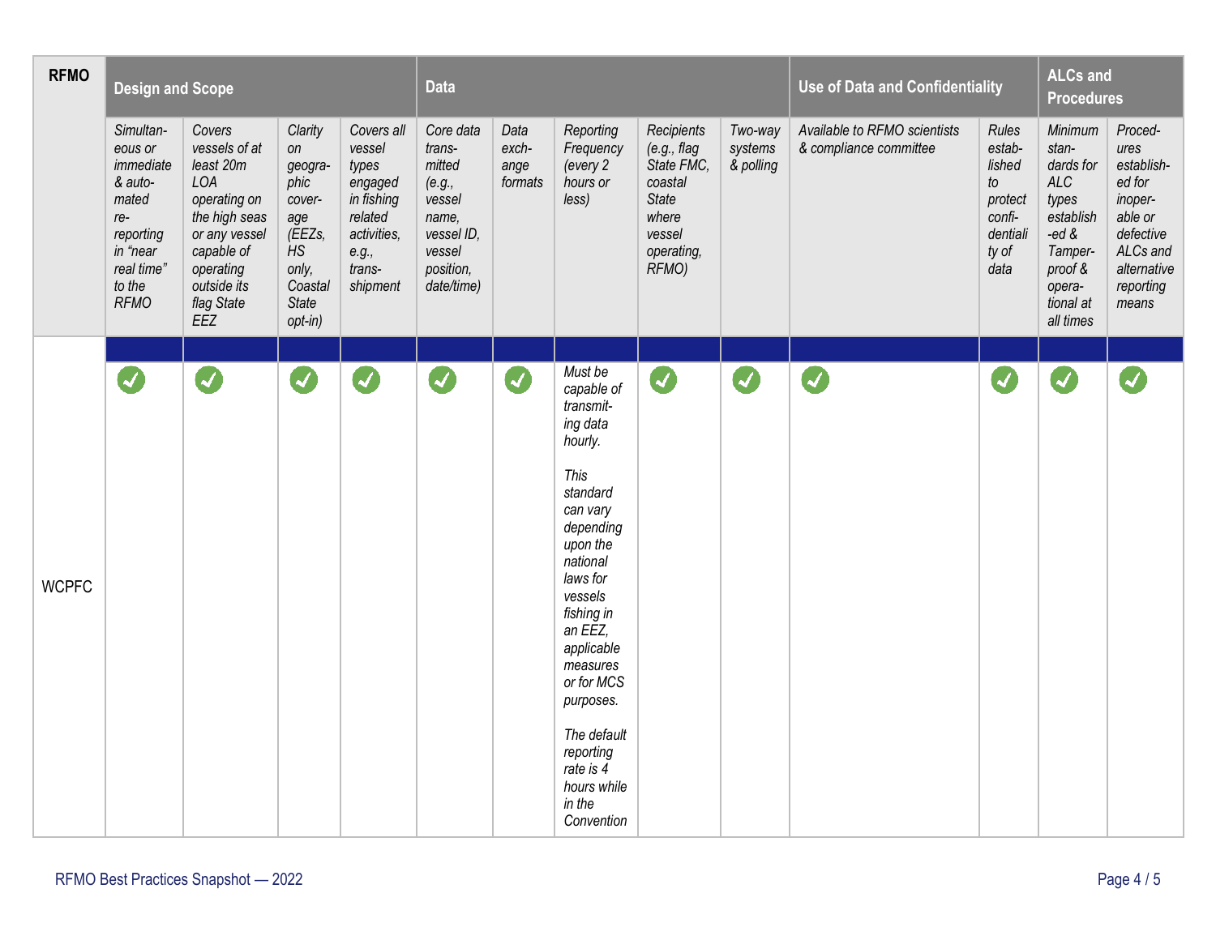| RFMO | Design and Scope | | | | Data | | | | | Use of Data and Confidentiality | | ALCs and Procedures | |
|---|---|---|---|---|---|---|---|---|---|---|---|---|---|
| | *Simultaneous or immediate & automated re-reporting in "near real time" to the RFMO* | *Covers vessels of at least 20m LOA operating on the high seas or any vessel capable of operating outside its flag State EEZ* | *Clarity on geographic coverage (EEZs, HS only, Coastal State opt-in)* | *Covers all vessel types engaged in fishing related activities, e.g., transshipment* | *Core data transmitted (e.g., vessel name, vessel ID, vessel position, date/time)* | *Data exchange formats* | *Reporting Frequency (every 2 hours or less)* | *Recipients (e.g., flag State FMC, coastal State where vessel operating, RFMO)* | *Two-way systems & polling* | *Available to RFMO scientists & compliance committee* | *Rules established to protect confidentiality of data* | *Minimum standards for ALC types established & Tamper-proof & operational at all times* | *Procedures established for inoperable or defective ALCs and alternative reporting means* |
| WCPFC | ✓ | ✓ | ✓ | ✓ | ✓ | ✓ | *Must be capable of transmitting data hourly.*<br><br>*This standard can vary depending upon the national laws for vessels fishing in an EEZ, applicable measures or for MCS purposes.*<br><br>*The default reporting rate is 4 hours while in the Convention* | ✓ | ✓ | ✓ | ✓ | ✓ | ✓ |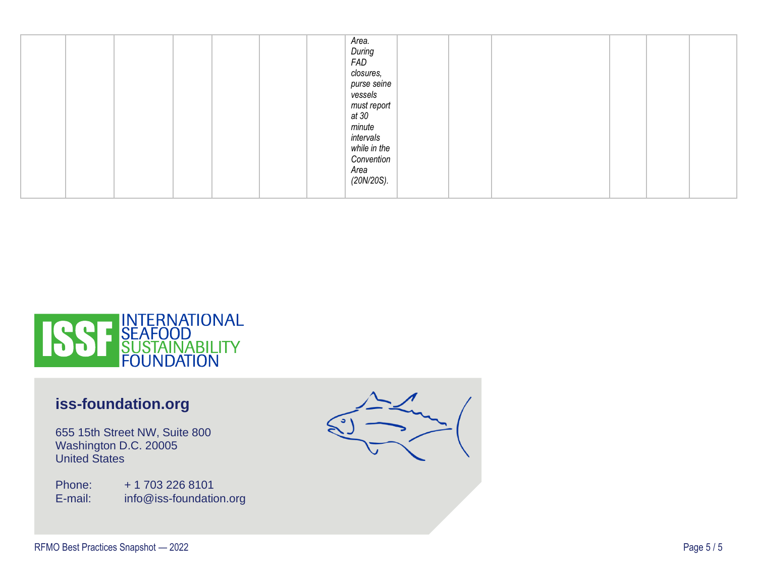| | | | | | | | | | | | | | |
|---|---|---|---|---|---|---|---|---|---|---|---|---|---|
| | | | | | | | *Area. During FAD closures, purse seine vessels must report at 30 minute intervals while in the Convention Area (20N/20S).* | | | | | | |

INTERNATIONAL SEAFOOD SUSTAINABILITY FOUNDATION

**iss-foundation.org**

655 15th Street NW, Suite 800
Washington D.C. 20005
United States

Phone: + 1 703 226 8101
E-mail: info@iss-foundation.org